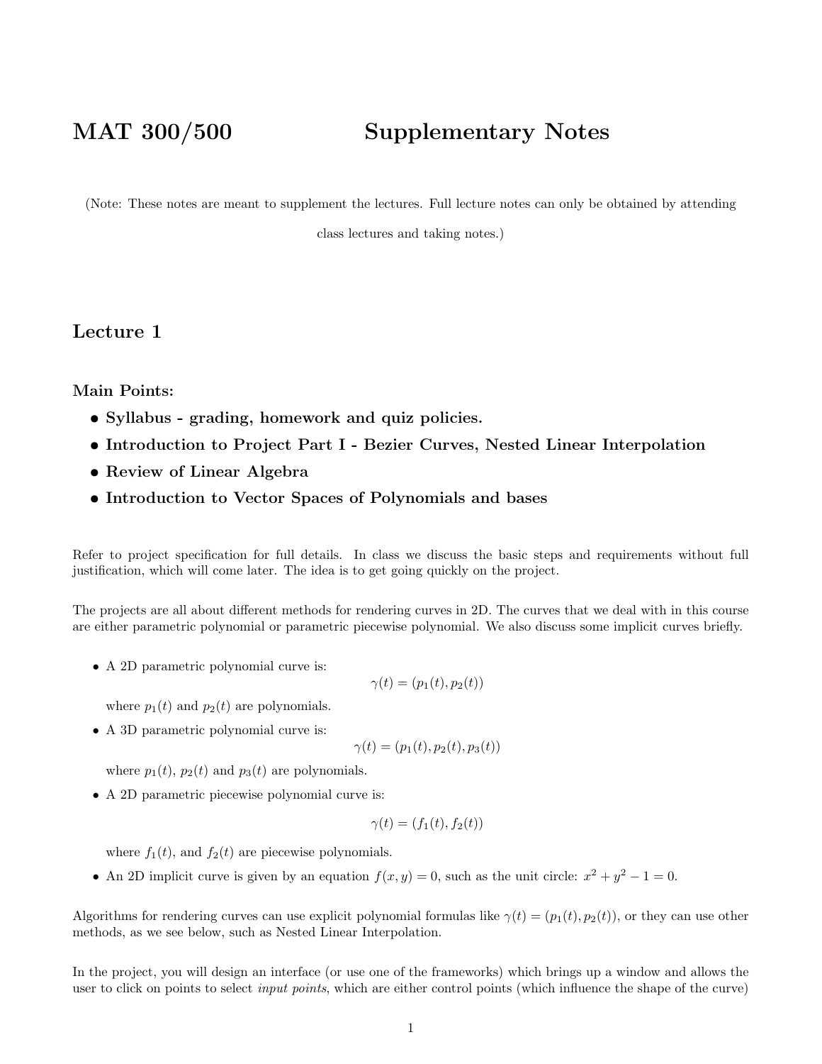# MAT 300/500 Supplementary Notes

(Note: These notes are meant to supplement the lectures. Full lecture notes can only be obtained by attending class lectures and taking notes.)

## Lecture 1

### Main Points:

- **Syllabus - grading, homework and quiz policies.**
- **Introduction to Project Part I - Bezier Curves, Nested Linear Interpolation**
- **Review of Linear Algebra**
- **Introduction to Vector Spaces of Polynomials and bases**

Refer to project specification for full details. In class we discuss the basic steps and requirements without full justification, which will come later. The idea is to get going quickly on the project.

The projects are all about different methods for rendering curves in 2D. The curves that we deal with in this course are either parametric polynomial or parametric piecewise polynomial. We also discuss some implicit curves briefly.

- A 2D parametric polynomial curve is:
$$\gamma(t) = (p_1(t), p_2(t))$$
where $p_1(t)$ and $p_2(t)$ are polynomials.
- A 3D parametric polynomial curve is:
$$\gamma(t) = (p_1(t), p_2(t), p_3(t))$$
where $p_1(t)$, $p_2(t)$ and $p_3(t)$ are polynomials.
- A 2D parametric piecewise polynomial curve is:
$$\gamma(t) = (f_1(t), f_2(t))$$
where $f_1(t)$, and $f_2(t)$ are piecewise polynomials.
- An 2D implicit curve is given by an equation $f(x, y) = 0$, such as the unit circle: $x^2 + y^2 - 1 = 0$.

Algorithms for rendering curves can use explicit polynomial formulas like $\gamma(t) = (p_1(t), p_2(t))$, or they can use other methods, as we see below, such as Nested Linear Interpolation.

In the project, you will design an interface (or use one of the frameworks) which brings up a window and allows the user to click on points to select *input points*, which are either control points (which influence the shape of the curve)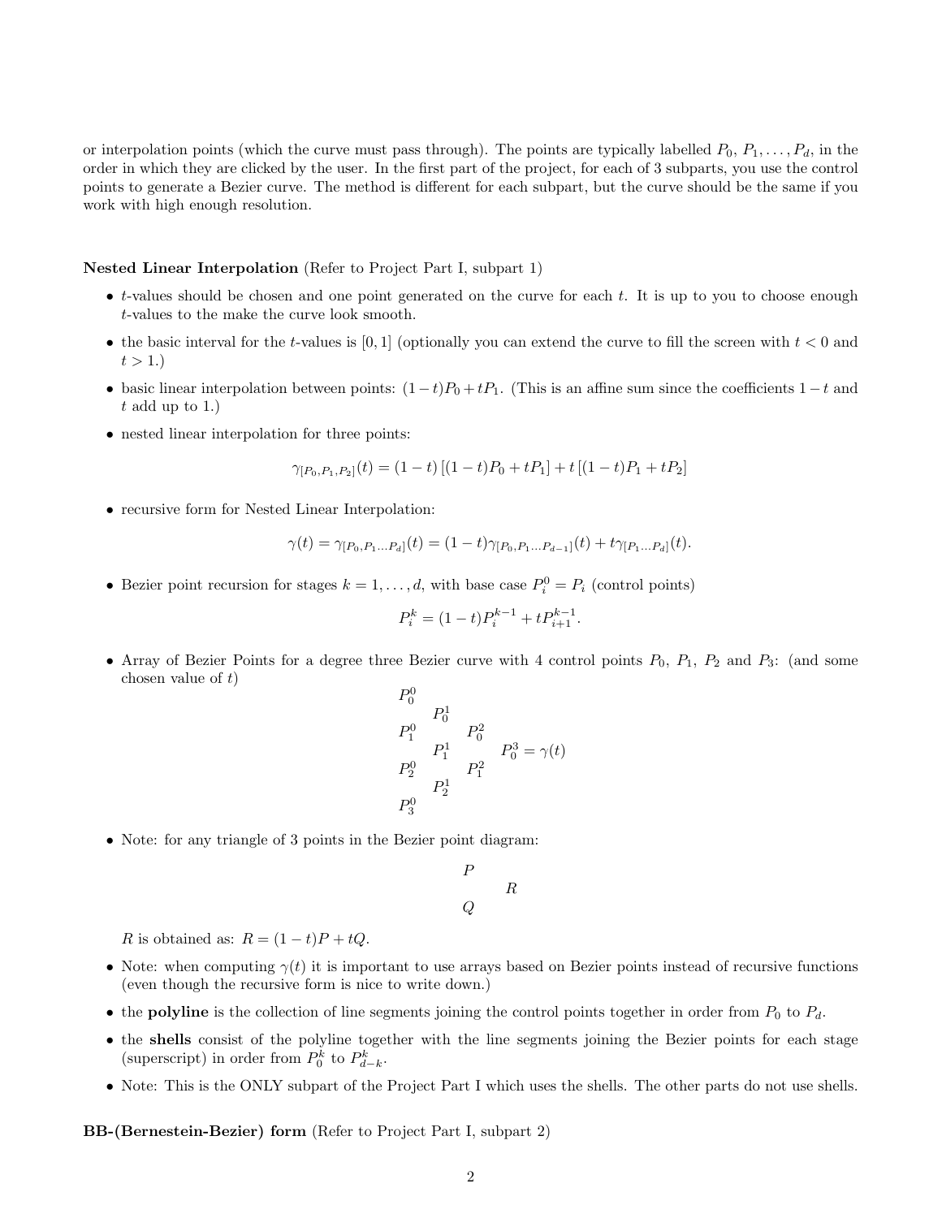or interpolation points (which the curve must pass through). The points are typically labelled $P_0$, $P_1, \ldots, P_d$, in the order in which they are clicked by the user. In the first part of the project, for each of 3 subparts, you use the control points to generate a Bezier curve. The method is different for each subpart, but the curve should be the same if you work with high enough resolution.

**Nested Linear Interpolation** (Refer to Project Part I, subpart 1)

- $t$-values should be chosen and one point generated on the curve for each $t$. It is up to you to choose enough $t$-values to the make the curve look smooth.
- the basic interval for the $t$-values is $[0, 1]$ (optionally you can extend the curve to fill the screen with $t < 0$ and $t > 1$.)
- basic linear interpolation between points: $(1-t)P_0 + tP_1$. (This is an affine sum since the coefficients $1-t$ and $t$ add up to 1.)
- nested linear interpolation for three points:

$$\gamma_{[P_0,P_1,P_2]}(t) = (1-t)\left[(1-t)P_0 + tP_1\right] + t\left[(1-t)P_1 + tP_2\right]$$

- recursive form for Nested Linear Interpolation:

$$\gamma(t) = \gamma_{[P_0,P_1\ldots P_d]}(t) = (1-t)\gamma_{[P_0,P_1\ldots P_{d-1}]}(t) + t\gamma_{[P_1\ldots P_d]}(t).$$

- Bezier point recursion for stages $k = 1, \ldots, d$, with base case $P_i^0 = P_i$ (control points)

$$P_i^k = (1-t)P_i^{k-1} + tP_{i+1}^{k-1}.$$

- Array of Bezier Points for a degree three Bezier curve with 4 control points $P_0$, $P_1$, $P_2$ and $P_3$: (and some chosen value of $t$)

$$\begin{array}{cccc}
P_0^0 & & & \\
 & P_0^1 & & \\
P_1^0 & & P_0^2 & \\
 & P_1^1 & & P_0^3 = \gamma(t) \\
P_2^0 & & P_1^2 & \\
 & P_2^1 & & \\
P_3^0 & & &
\end{array}$$

- Note: for any triangle of 3 points in the Bezier point diagram:

$$\begin{array}{cc}
P & \\
 & R \\
Q &
\end{array}$$

  $R$ is obtained as: $R = (1-t)P + tQ$.

- Note: when computing $\gamma(t)$ it is important to use arrays based on Bezier points instead of recursive functions (even though the recursive form is nice to write down.)
- the **polyline** is the collection of line segments joining the control points together in order from $P_0$ to $P_d$.
- the **shells** consist of the polyline together with the line segments joining the Bezier points for each stage (superscript) in order from $P_0^k$ to $P_{d-k}^k$.
- Note: This is the ONLY subpart of the Project Part I which uses the shells. The other parts do not use shells.

**BB-(Bernestein-Bezier) form** (Refer to Project Part I, subpart 2)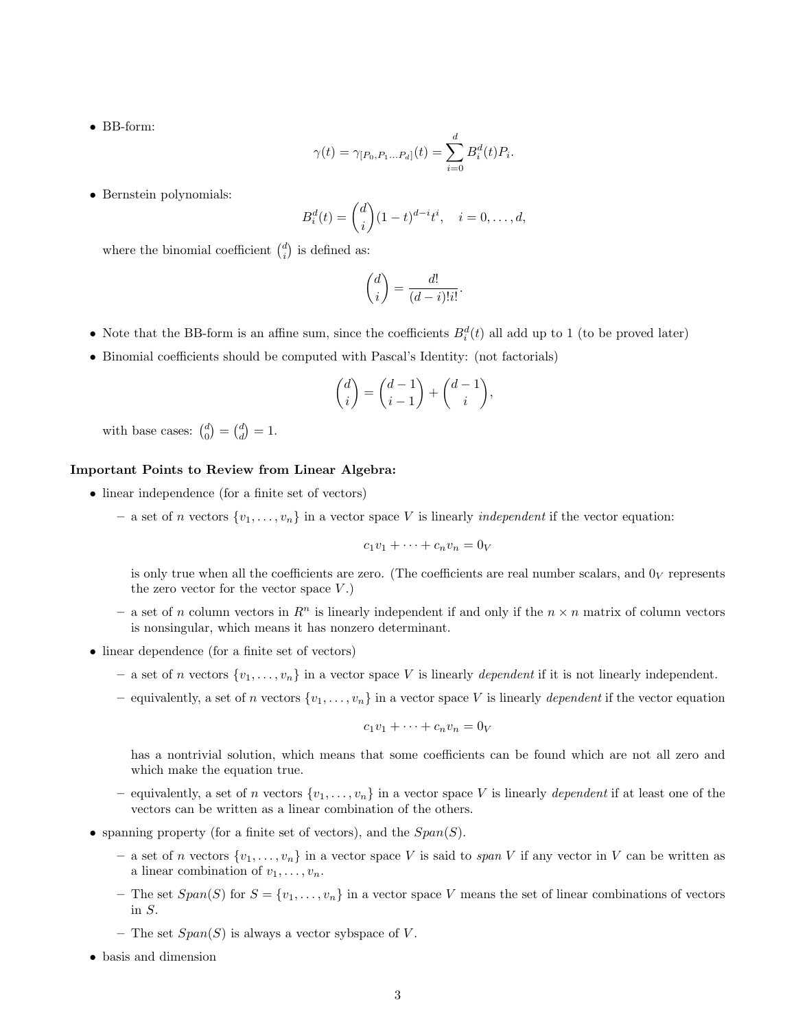- BB-form:

$$\gamma(t) = \gamma_{[P_0, P_1 \dots P_d]}(t) = \sum_{i=0}^{d} B_i^d(t) P_i.$$

- Bernstein polynomials:

$$B_i^d(t) = \binom{d}{i} (1-t)^{d-i} t^i, \quad i = 0, \dots, d,$$

  where the binomial coefficient $\binom{d}{i}$ is defined as:

$$\binom{d}{i} = \frac{d!}{(d-i)!i!}.$$

- Note that the BB-form is an affine sum, since the coefficients $B_i^d(t)$ all add up to 1 (to be proved later)
- Binomial coefficients should be computed with Pascal's Identity: (not factorials)

$$\binom{d}{i} = \binom{d-1}{i-1} + \binom{d-1}{i},$$

  with base cases: $\binom{d}{0} = \binom{d}{d} = 1$.

**Important Points to Review from Linear Algebra:**

- linear independence (for a finite set of vectors)
  - a set of $n$ vectors $\{v_1, \dots, v_n\}$ in a vector space $V$ is linearly *independent* if the vector equation:

$$c_1 v_1 + \dots + c_n v_n = 0_V$$

    is only true when all the coefficients are zero. (The coefficients are real number scalars, and $0_V$ represents the zero vector for the vector space $V$.)
  - a set of $n$ column vectors in $R^n$ is linearly independent if and only if the $n \times n$ matrix of column vectors is nonsingular, which means it has nonzero determinant.
- linear dependence (for a finite set of vectors)
  - a set of $n$ vectors $\{v_1, \dots, v_n\}$ in a vector space $V$ is linearly *dependent* if it is not linearly independent.
  - equivalently, a set of $n$ vectors $\{v_1, \dots, v_n\}$ in a vector space $V$ is linearly *dependent* if the vector equation

$$c_1 v_1 + \dots + c_n v_n = 0_V$$

    has a nontrivial solution, which means that some coefficients can be found which are not all zero and which make the equation true.
  - equivalently, a set of $n$ vectors $\{v_1, \dots, v_n\}$ in a vector space $V$ is linearly *dependent* if at least one of the vectors can be written as a linear combination of the others.
- spanning property (for a finite set of vectors), and the $Span(S)$.
  - a set of $n$ vectors $\{v_1, \dots, v_n\}$ in a vector space $V$ is said to *span* $V$ if any vector in $V$ can be written as a linear combination of $v_1, \dots, v_n$.
  - The set $Span(S)$ for $S = \{v_1, \dots, v_n\}$ in a vector space $V$ means the set of linear combinations of vectors in $S$.
  - The set $Span(S)$ is always a vector sybspace of $V$.
- basis and dimension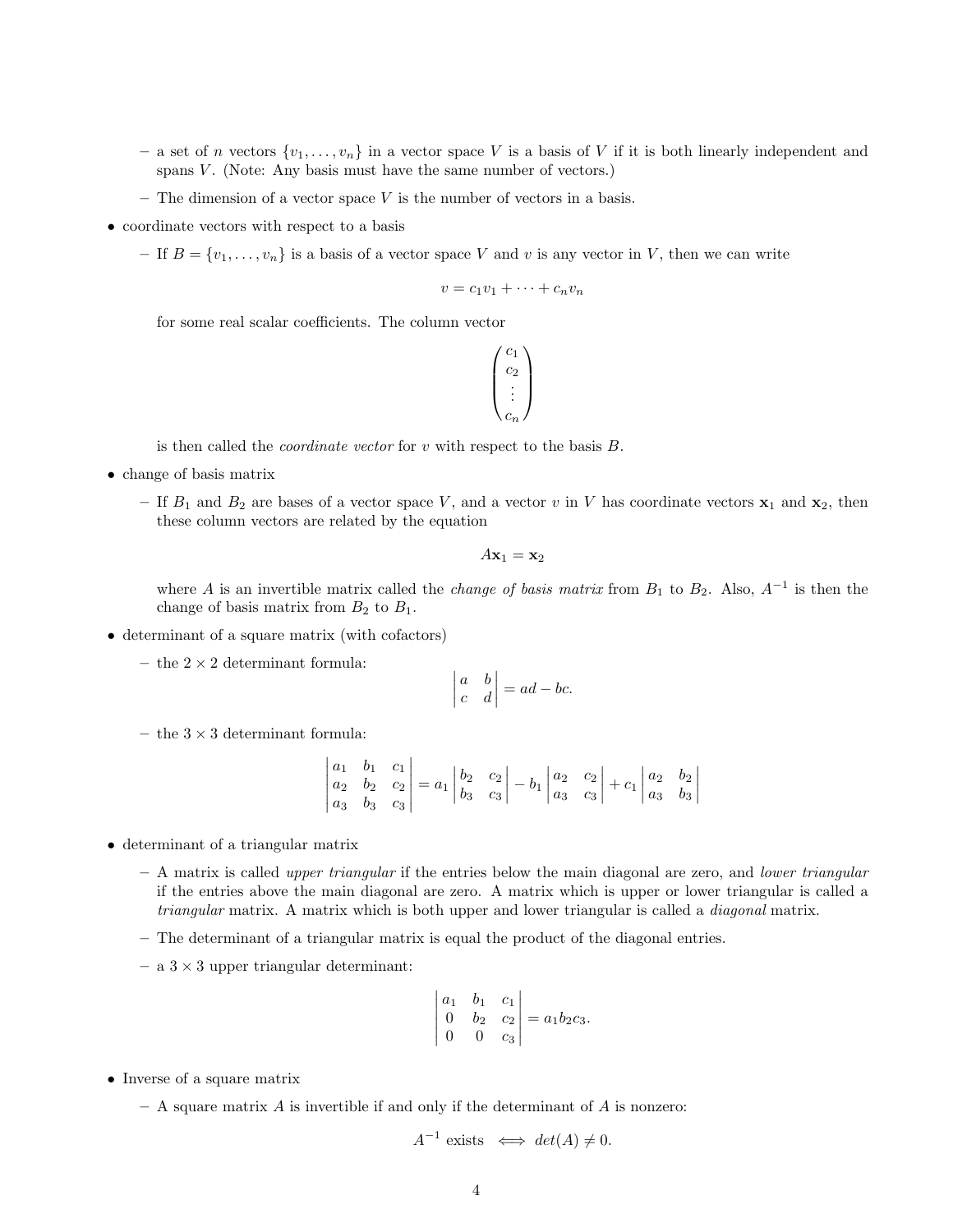- a set of $n$ vectors $\{v_1, \ldots, v_n\}$ in a vector space $V$ is a basis of $V$ if it is both linearly independent and spans $V$. (Note: Any basis must have the same number of vectors.)
  - The dimension of a vector space $V$ is the number of vectors in a basis.

- coordinate vectors with respect to a basis
  - If $B = \{v_1, \ldots, v_n\}$ is a basis of a vector space $V$ and $v$ is any vector in $V$, then we can write

$$v = c_1 v_1 + \cdots + c_n v_n$$

    for some real scalar coefficients. The column vector

$$\begin{pmatrix} c_1 \\ c_2 \\ \vdots \\ c_n \end{pmatrix}$$

    is then called the *coordinate vector* for $v$ with respect to the basis $B$.

- change of basis matrix
  - If $B_1$ and $B_2$ are bases of a vector space $V$, and a vector $v$ in $V$ has coordinate vectors $\mathbf{x}_1$ and $\mathbf{x}_2$, then these column vectors are related by the equation

$$A\mathbf{x}_1 = \mathbf{x}_2$$

    where $A$ is an invertible matrix called the *change of basis matrix* from $B_1$ to $B_2$. Also, $A^{-1}$ is then the change of basis matrix from $B_2$ to $B_1$.

- determinant of a square matrix (with cofactors)
  - the $2 \times 2$ determinant formula:

$$\begin{vmatrix} a & b \\ c & d \end{vmatrix} = ad - bc.$$

  - the $3 \times 3$ determinant formula:

$$\begin{vmatrix} a_1 & b_1 & c_1 \\ a_2 & b_2 & c_2 \\ a_3 & b_3 & c_3 \end{vmatrix} = a_1 \begin{vmatrix} b_2 & c_2 \\ b_3 & c_3 \end{vmatrix} - b_1 \begin{vmatrix} a_2 & c_2 \\ a_3 & c_3 \end{vmatrix} + c_1 \begin{vmatrix} a_2 & b_2 \\ a_3 & b_3 \end{vmatrix}$$

- determinant of a triangular matrix
  - A matrix is called *upper triangular* if the entries below the main diagonal are zero, and *lower triangular* if the entries above the main diagonal are zero. A matrix which is upper or lower triangular is called a *triangular* matrix. A matrix which is both upper and lower triangular is called a *diagonal* matrix.
  - The determinant of a triangular matrix is equal the product of the diagonal entries.
  - a $3 \times 3$ upper triangular determinant:

$$\begin{vmatrix} a_1 & b_1 & c_1 \\ 0 & b_2 & c_2 \\ 0 & 0 & c_3 \end{vmatrix} = a_1 b_2 c_3.$$

- Inverse of a square matrix
  - A square matrix $A$ is invertible if and only if the determinant of $A$ is nonzero:

$$A^{-1} \text{ exists} \iff det(A) \neq 0.$$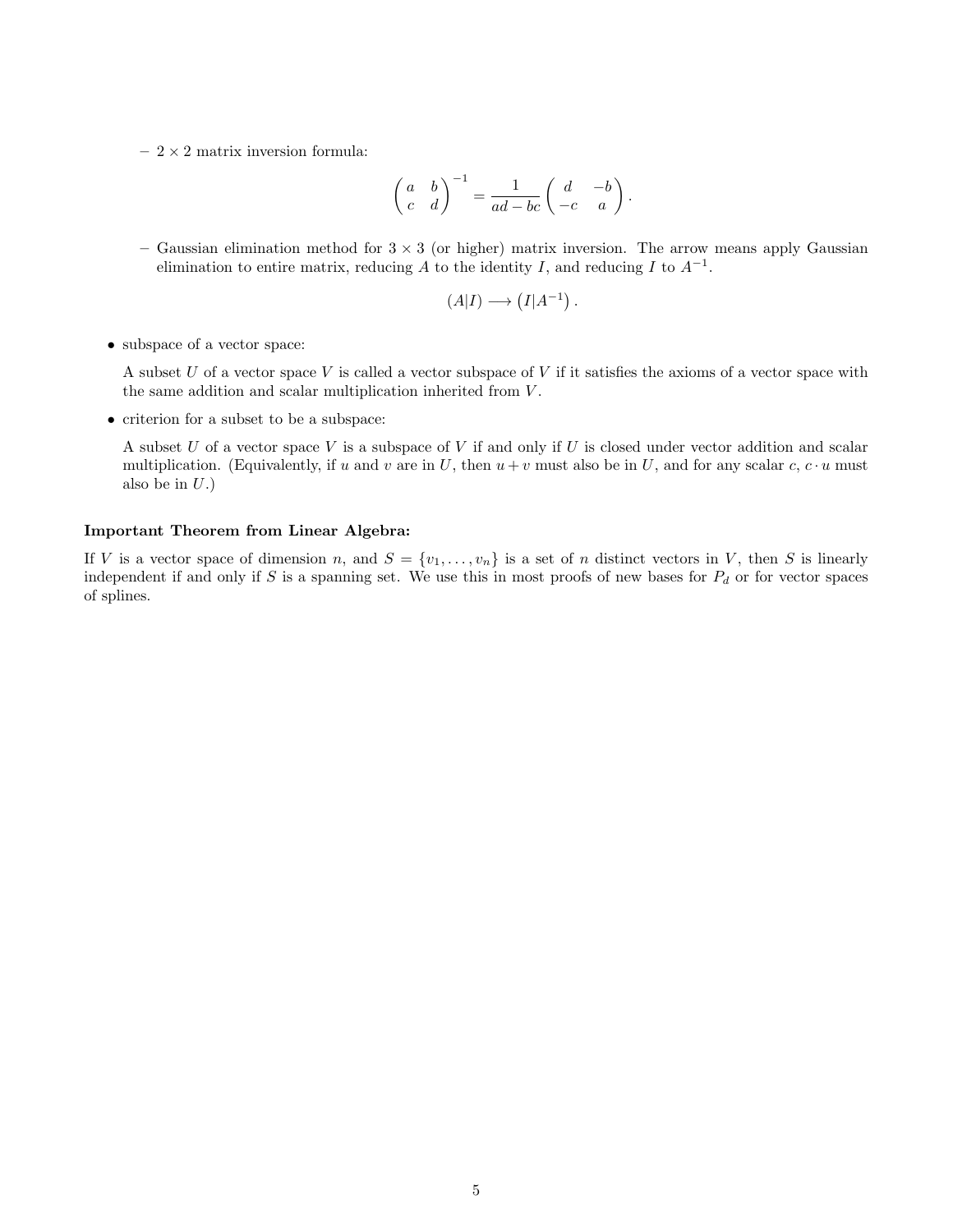- $2 \times 2$ matrix inversion formula:

$$\begin{pmatrix} a & b \\ c & d \end{pmatrix}^{-1} = \frac{1}{ad - bc} \begin{pmatrix} d & -b \\ -c & a \end{pmatrix}.$$

  - Gaussian elimination method for $3 \times 3$ (or higher) matrix inversion. The arrow means apply Gaussian elimination to entire matrix, reducing $A$ to the identity $I$, and reducing $I$ to $A^{-1}$.

$$(A|I) \longrightarrow \left(I|A^{-1}\right).$$

- subspace of a vector space:

  A subset $U$ of a vector space $V$ is called a vector subspace of $V$ if it satisfies the axioms of a vector space with the same addition and scalar multiplication inherited from $V$.

- criterion for a subset to be a subspace:

  A subset $U$ of a vector space $V$ is a subspace of $V$ if and only if $U$ is closed under vector addition and scalar multiplication. (Equivalently, if $u$ and $v$ are in $U$, then $u + v$ must also be in $U$, and for any scalar $c$, $c \cdot u$ must also be in $U$.)

**Important Theorem from Linear Algebra:**

If $V$ is a vector space of dimension $n$, and $S = \{v_1, \ldots, v_n\}$ is a set of $n$ distinct vectors in $V$, then $S$ is linearly independent if and only if $S$ is a spanning set. We use this in most proofs of new bases for $P_d$ or for vector spaces of splines.